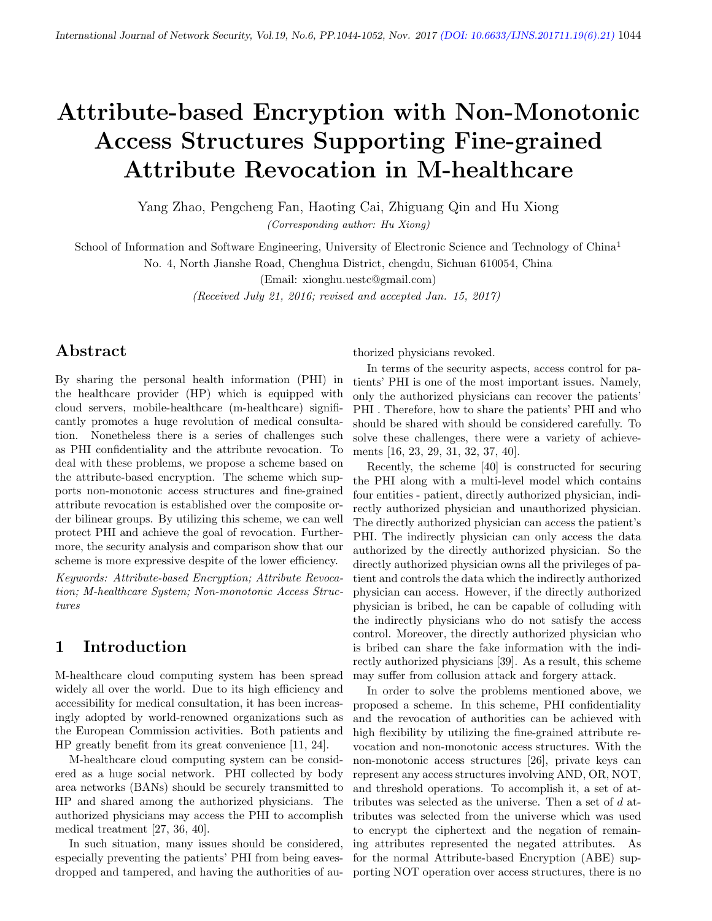# Attribute-based Encryption with Non-Monotonic Access Structures Supporting Fine-grained Attribute Revocation in M-healthcare

Yang Zhao, Pengcheng Fan, Haoting Cai, Zhiguang Qin and Hu Xiong

*(Corresponding author: Hu Xiong)*

School of Information and Software Engineering, University of Electronic Science and Technology of China[1]

No. 4, North Jianshe Road, Chenghua District, chengdu, Sichuan 610054, China

(Email: xionghu.uestc@gmail.com)

*(Received July 21, 2016; revised and accepted Jan. 15, 2017)*

## Abstract

By sharing the personal health information (PHI) in the healthcare provider (HP) which is equipped with cloud servers, mobile-healthcare (m-healthcare) significantly promotes a huge revolution of medical consultation. Nonetheless there is a series of challenges such as PHI confidentiality and the attribute revocation. To deal with these problems, we propose a scheme based on the attribute-based encryption. The scheme which supports non-monotonic access structures and fine-grained attribute revocation is established over the composite order bilinear groups. By utilizing this scheme, we can well protect PHI and achieve the goal of revocation. Furthermore, the security analysis and comparison show that our scheme is more expressive despite of the lower efficiency.

*Keywords: Attribute-based Encryption; Attribute Revocation; M-healthcare System; Non-monotonic Access Structures*

## 1 Introduction

M-healthcare cloud computing system has been spread widely all over the world. Due to its high efficiency and accessibility for medical consultation, it has been increasingly adopted by world-renowned organizations such as the European Commission activities. Both patients and HP greatly benefit from its great convenience [11, 24].

M-healthcare cloud computing system can be considered as a huge social network. PHI collected by body area networks (BANs) should be securely transmitted to HP and shared among the authorized physicians. The authorized physicians may access the PHI to accomplish medical treatment [27, 36, 40].

In such situation, many issues should be considered, especially preventing the patients' PHI from being eavesdropped and tampered, and having the authorities of authorized physicians revoked.

In terms of the security aspects, access control for patients' PHI is one of the most important issues. Namely, only the authorized physicians can recover the patients' PHI . Therefore, how to share the patients' PHI and who should be shared with should be considered carefully. To solve these challenges, there were a variety of achievements [16, 23, 29, 31, 32, 37, 40].

Recently, the scheme [40] is constructed for securing the PHI along with a multi-level model which contains four entities - patient, directly authorized physician, indirectly authorized physician and unauthorized physician. The directly authorized physician can access the patient's PHI. The indirectly physician can only access the data authorized by the directly authorized physician. So the directly authorized physician owns all the privileges of patient and controls the data which the indirectly authorized physician can access. However, if the directly authorized physician is bribed, he can be capable of colluding with the indirectly physicians who do not satisfy the access control. Moreover, the directly authorized physician who is bribed can share the fake information with the indirectly authorized physicians [39]. As a result, this scheme may suffer from collusion attack and forgery attack.

In order to solve the problems mentioned above, we proposed a scheme. In this scheme, PHI confidentiality and the revocation of authorities can be achieved with high flexibility by utilizing the fine-grained attribute revocation and non-monotonic access structures. With the non-monotonic access structures [26], private keys can represent any access structures involving AND, OR, NOT, and threshold operations. To accomplish it, a set of attributes was selected as the universe. Then a set of $d$ attributes was selected from the universe which was used to encrypt the ciphertext and the negation of remaining attributes represented the negated attributes. As for the normal Attribute-based Encryption (ABE) supporting NOT operation over access structures, there is no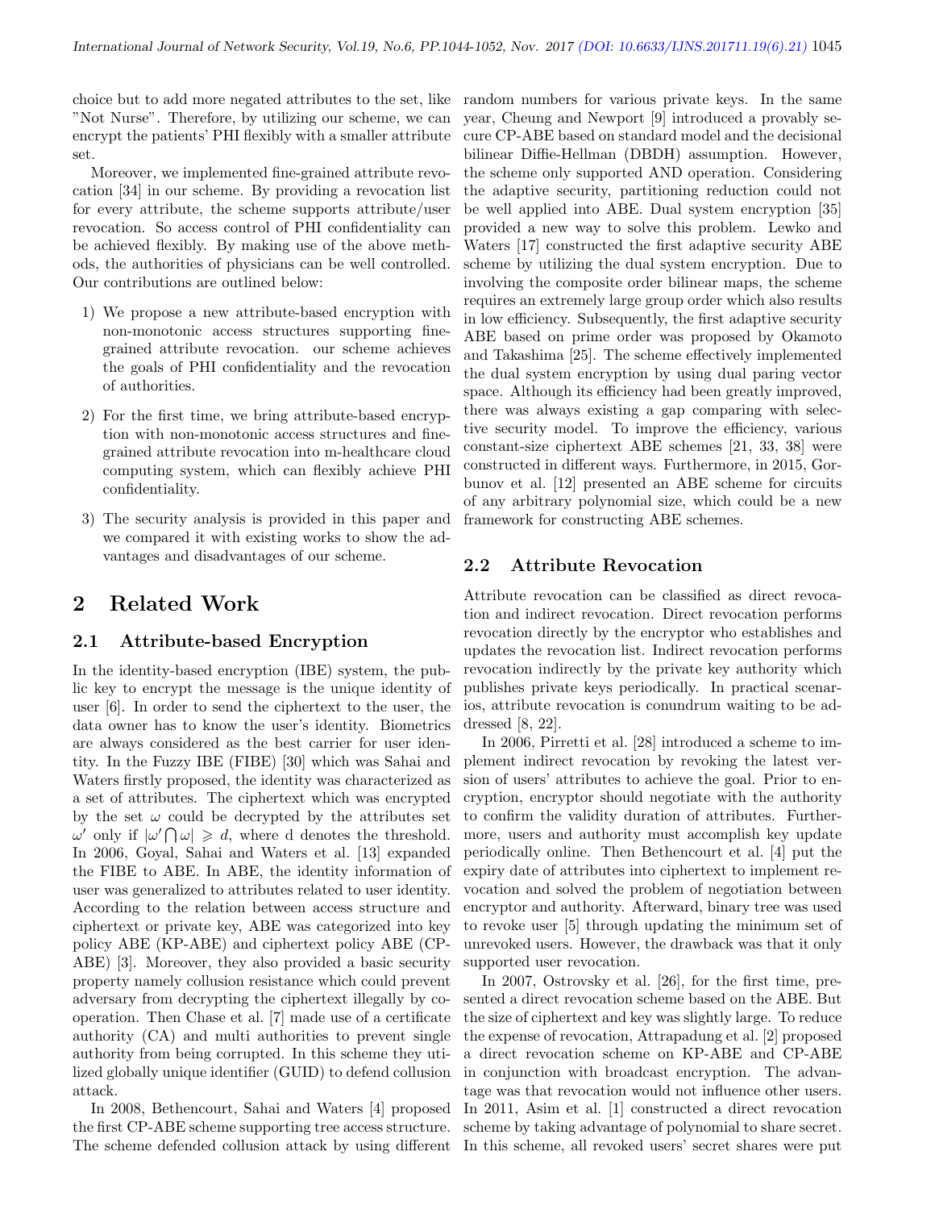choice but to add more negated attributes to the set, like "Not Nurse". Therefore, by utilizing our scheme, we can encrypt the patients' PHI flexibly with a smaller attribute set.

Moreover, we implemented fine-grained attribute revocation [34] in our scheme. By providing a revocation list for every attribute, the scheme supports attribute/user revocation. So access control of PHI confidentiality can be achieved flexibly. By making use of the above methods, the authorities of physicians can be well controlled. Our contributions are outlined below:

1) We propose a new attribute-based encryption with non-monotonic access structures supporting fine-grained attribute revocation. our scheme achieves the goals of PHI confidentiality and the revocation of authorities.
2) For the first time, we bring attribute-based encryption with non-monotonic access structures and fine-grained attribute revocation into m-healthcare cloud computing system, which can flexibly achieve PHI confidentiality.
3) The security analysis is provided in this paper and we compared it with existing works to show the advantages and disadvantages of our scheme.

## 2 Related Work

### 2.1 Attribute-based Encryption

In the identity-based encryption (IBE) system, the public key to encrypt the message is the unique identity of user [6]. In order to send the ciphertext to the user, the data owner has to know the user's identity. Biometrics are always considered as the best carrier for user identity. In the Fuzzy IBE (FIBE) [30] which was Sahai and Waters firstly proposed, the identity was characterized as a set of attributes. The ciphertext which was encrypted by the set $\omega$ could be decrypted by the attributes set $\omega'$ only if $|\omega' \bigcap \omega| \geqslant d$, where d denotes the threshold. In 2006, Goyal, Sahai and Waters et al. [13] expanded the FIBE to ABE. In ABE, the identity information of user was generalized to attributes related to user identity. According to the relation between access structure and ciphertext or private key, ABE was categorized into key policy ABE (KP-ABE) and ciphertext policy ABE (CP-ABE) [3]. Moreover, they also provided a basic security property namely collusion resistance which could prevent adversary from decrypting the ciphertext illegally by cooperation. Then Chase et al. [7] made use of a certificate authority (CA) and multi authorities to prevent single authority from being corrupted. In this scheme they utilized globally unique identifier (GUID) to defend collusion attack.

In 2008, Bethencourt, Sahai and Waters [4] proposed the first CP-ABE scheme supporting tree access structure. The scheme defended collusion attack by using different random numbers for various private keys. In the same year, Cheung and Newport [9] introduced a provably secure CP-ABE based on standard model and the decisional bilinear Diffie-Hellman (DBDH) assumption. However, the scheme only supported AND operation. Considering the adaptive security, partitioning reduction could not be well applied into ABE. Dual system encryption [35] provided a new way to solve this problem. Lewko and Waters [17] constructed the first adaptive security ABE scheme by utilizing the dual system encryption. Due to involving the composite order bilinear maps, the scheme requires an extremely large group order which also results in low efficiency. Subsequently, the first adaptive security ABE based on prime order was proposed by Okamoto and Takashima [25]. The scheme effectively implemented the dual system encryption by using dual paring vector space. Although its efficiency had been greatly improved, there was always existing a gap comparing with selective security model. To improve the efficiency, various constant-size ciphertext ABE schemes [21, 33, 38] were constructed in different ways. Furthermore, in 2015, Gorbunov et al. [12] presented an ABE scheme for circuits of any arbitrary polynomial size, which could be a new framework for constructing ABE schemes.

### 2.2 Attribute Revocation

Attribute revocation can be classified as direct revocation and indirect revocation. Direct revocation performs revocation directly by the encryptor who establishes and updates the revocation list. Indirect revocation performs revocation indirectly by the private key authority which publishes private keys periodically. In practical scenarios, attribute revocation is conundrum waiting to be addressed [8, 22].

In 2006, Pirretti et al. [28] introduced a scheme to implement indirect revocation by revoking the latest version of users' attributes to achieve the goal. Prior to encryption, encryptor should negotiate with the authority to confirm the validity duration of attributes. Furthermore, users and authority must accomplish key update periodically online. Then Bethencourt et al. [4] put the expiry date of attributes into ciphertext to implement revocation and solved the problem of negotiation between encryptor and authority. Afterward, binary tree was used to revoke user [5] through updating the minimum set of unrevoked users. However, the drawback was that it only supported user revocation.

In 2007, Ostrovsky et al. [26], for the first time, presented a direct revocation scheme based on the ABE. But the size of ciphertext and key was slightly large. To reduce the expense of revocation, Attrapadung et al. [2] proposed a direct revocation scheme on KP-ABE and CP-ABE in conjunction with broadcast encryption. The advantage was that revocation would not influence other users. In 2011, Asim et al. [1] constructed a direct revocation scheme by taking advantage of polynomial to share secret. In this scheme, all revoked users' secret shares were put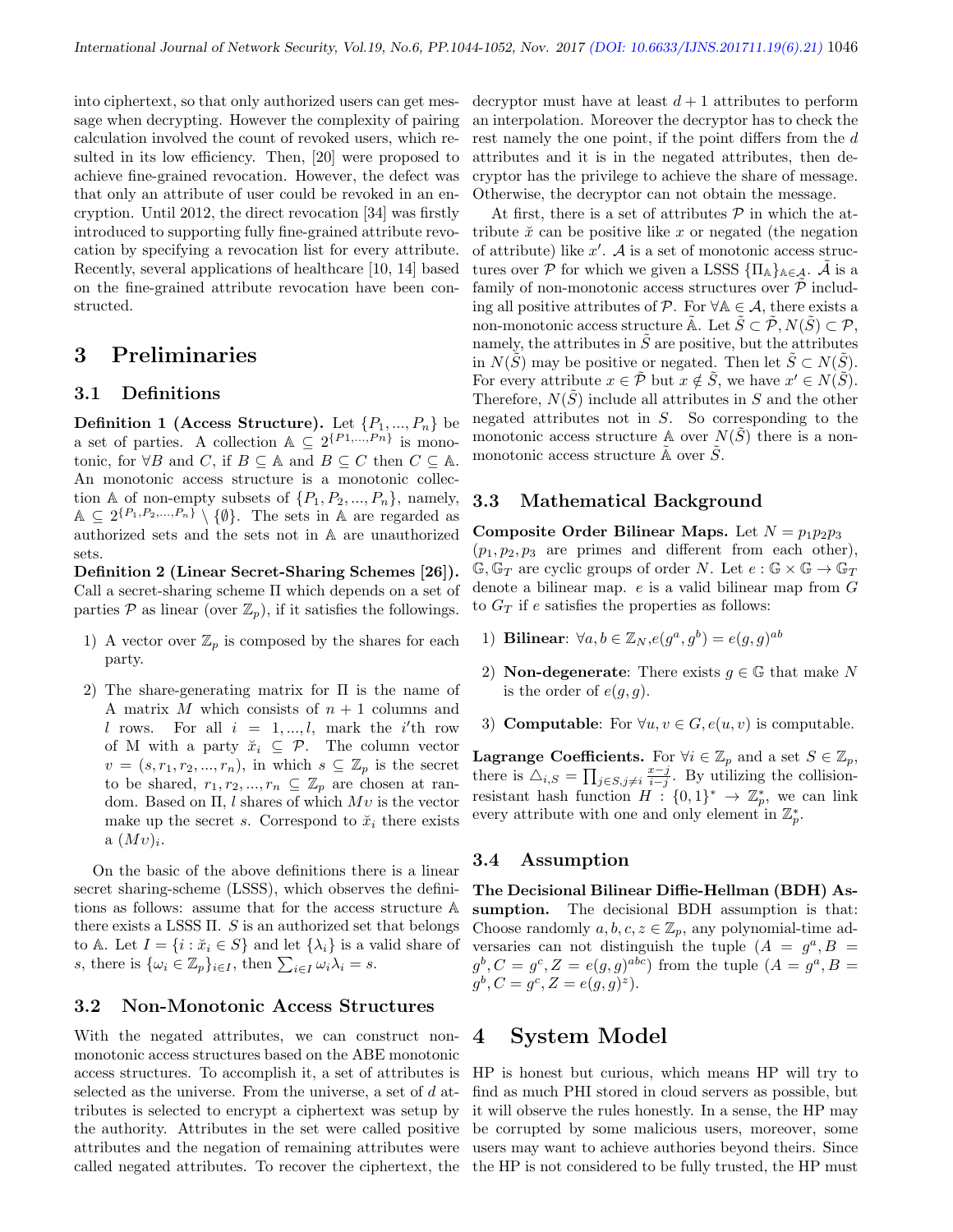into ciphertext, so that only authorized users can get message when decrypting. However the complexity of pairing calculation involved the count of revoked users, which resulted in its low efficiency. Then, [20] were proposed to achieve fine-grained revocation. However, the defect was that only an attribute of user could be revoked in an encryption. Until 2012, the direct revocation [34] was firstly introduced to supporting fully fine-grained attribute revocation by specifying a revocation list for every attribute. Recently, several applications of healthcare [10, 14] based on the fine-grained attribute revocation have been constructed.

# 3 Preliminaries

## 3.1 Definitions

**Definition 1 (Access Structure).** Let $\{P_1, ..., P_n\}$ be a set of parties. A collection $\mathbb{A} \subseteq 2^{\{P1,...,Pn\}}$ is monotonic, for $\forall B$ and $C$, if $B \subseteq \mathbb{A}$ and $B \subseteq C$ then $C \subseteq \mathbb{A}$. An monotonic access structure is a monotonic collection $\mathbb{A}$ of non-empty subsets of $\{P_1, P_2, ..., P_n\}$, namely, $\mathbb{A} \subseteq 2^{\{P_1,P_2,...,P_n\}} \setminus \{\emptyset\}$. The sets in $\mathbb{A}$ are regarded as authorized sets and the sets not in $\mathbb{A}$ are unauthorized sets.

**Definition 2 (Linear Secret-Sharing Schemes [26]).** Call a secret-sharing scheme $\Pi$ which depends on a set of parties $\mathcal{P}$ as linear (over $\mathbb{Z}_p$), if it satisfies the followings.

1) A vector over $\mathbb{Z}_p$ is composed by the shares for each party.

2) The share-generating matrix for $\Pi$ is the name of A matrix $M$ which consists of $n+1$ columns and $l$ rows. For all $i = 1, ..., l$, mark the $i$'th row of M with a party $\breve{x}_i \subseteq \mathcal{P}$. The column vector $v = (s, r_1, r_2, ..., r_n)$, in which $s \subseteq \mathbb{Z}_p$ is the secret to be shared, $r_1, r_2, ..., r_n \subseteq \mathbb{Z}_p$ are chosen at random. Based on $\Pi$, $l$ shares of which $Mv$ is the vector make up the secret $s$. Correspond to $\breve{x}_i$ there exists a $(Mv)_i$.

On the basic of the above definitions there is a linear secret sharing-scheme (LSSS), which observes the definitions as follows: assume that for the access structure $\mathbb{A}$ there exists a LSSS $\Pi$. $S$ is an authorized set that belongs to $\mathbb{A}$. Let $I = \{i : \breve{x}_i \in S\}$ and let $\{\lambda_i\}$ is a valid share of $s$, there is $\{\omega_i \in \mathbb{Z}_p\}_{i \in I}$, then $\sum_{i \in I} \omega_i \lambda_i = s$.

## 3.2 Non-Monotonic Access Structures

With the negated attributes, we can construct non-monotonic access structures based on the ABE monotonic access structures. To accomplish it, a set of attributes is selected as the universe. From the universe, a set of $d$ attributes is selected to encrypt a ciphertext was setup by the authority. Attributes in the set were called positive attributes and the negation of remaining attributes were called negated attributes. To recover the ciphertext, the decryptor must have at least $d+1$ attributes to perform an interpolation. Moreover the decryptor has to check the rest namely the one point, if the point differs from the $d$ attributes and it is in the negated attributes, then decryptor has the privilege to achieve the share of message. Otherwise, the decryptor can not obtain the message.

At first, there is a set of attributes $\mathcal{P}$ in which the attribute $\breve{x}$ can be positive like $x$ or negated (the negation of attribute) like $x'$. $\mathcal{A}$ is a set of monotonic access structures over $\mathcal{P}$ for which we given a LSSS $\{\Pi_{\mathbb{A}}\}_{\mathbb{A} \in \mathcal{A}}$. $\tilde{\mathcal{A}}$ is a family of non-monotonic access structures over $\tilde{\mathcal{P}}$ including all positive attributes of $\mathcal{P}$. For $\forall \mathbb{A} \in \mathcal{A}$, there exists a non-monotonic access structure $\tilde{\mathbb{A}}$. Let $\tilde{S} \subset \tilde{\mathcal{P}}, N(\tilde{S}) \subset \mathcal{P}$, namely, the attributes in $\tilde{S}$ are positive, but the attributes in $N(\tilde{S})$ may be positive or negated. Then let $\tilde{S} \subset N(\tilde{S})$. For every attribute $x \in \tilde{\mathcal{P}}$ but $x \notin \tilde{S}$, we have $x' \in N(\tilde{S})$. Therefore, $N(\tilde{S})$ include all attributes in $S$ and the other negated attributes not in $S$. So corresponding to the monotonic access structure $\mathbb{A}$ over $N(\tilde{S})$ there is a non-monotonic access structure $\tilde{\mathbb{A}}$ over $\tilde{S}$.

## 3.3 Mathematical Background

**Composite Order Bilinear Maps.** Let $N = p_1 p_2 p_3$ ($p_1, p_2, p_3$ are primes and different from each other), $\mathbb{G}, \mathbb{G}_T$ are cyclic groups of order $N$. Let $e : \mathbb{G} \times \mathbb{G} \to \mathbb{G}_T$ denote a bilinear map. $e$ is a valid bilinear map from $G$ to $G_T$ if $e$ satisfies the properties as follows:

1) **Bilinear**: $\forall a, b \in \mathbb{Z}_N, e(g^a, g^b) = e(g, g)^{ab}$

2) **Non-degenerate**: There exists $g \in \mathbb{G}$ that make $N$ is the order of $e(g, g)$.

3) **Computable**: For $\forall u, v \in G, e(u, v)$ is computable.

**Lagrange Coefficients.** For $\forall i \in \mathbb{Z}_p$ and a set $S \in \mathbb{Z}_p$, there is $\triangle_{i,S} = \prod_{j \in S, j \neq i} \frac{x-j}{i-j}$. By utilizing the collision-resistant hash function $H : \{0, 1\}^* \to \mathbb{Z}_p^*$, we can link every attribute with one and only element in $\mathbb{Z}_p^*$.

## 3.4 Assumption

**The Decisional Bilinear Diffie-Hellman (BDH) Assumption.** The decisional BDH assumption is that: Choose randomly $a, b, c, z \in \mathbb{Z}_p$, any polynomial-time adversaries can not distinguish the tuple $(A = g^a, B = g^b, C = g^c, Z = e(g, g)^{abc})$ from the tuple $(A = g^a, B = g^b, C = g^c, Z = e(g, g)^z)$.

# 4 System Model

HP is honest but curious, which means HP will try to find as much PHI stored in cloud servers as possible, but it will observe the rules honestly. In a sense, the HP may be corrupted by some malicious users, moreover, some users may want to achieve authories beyond theirs. Since the HP is not considered to be fully trusted, the HP must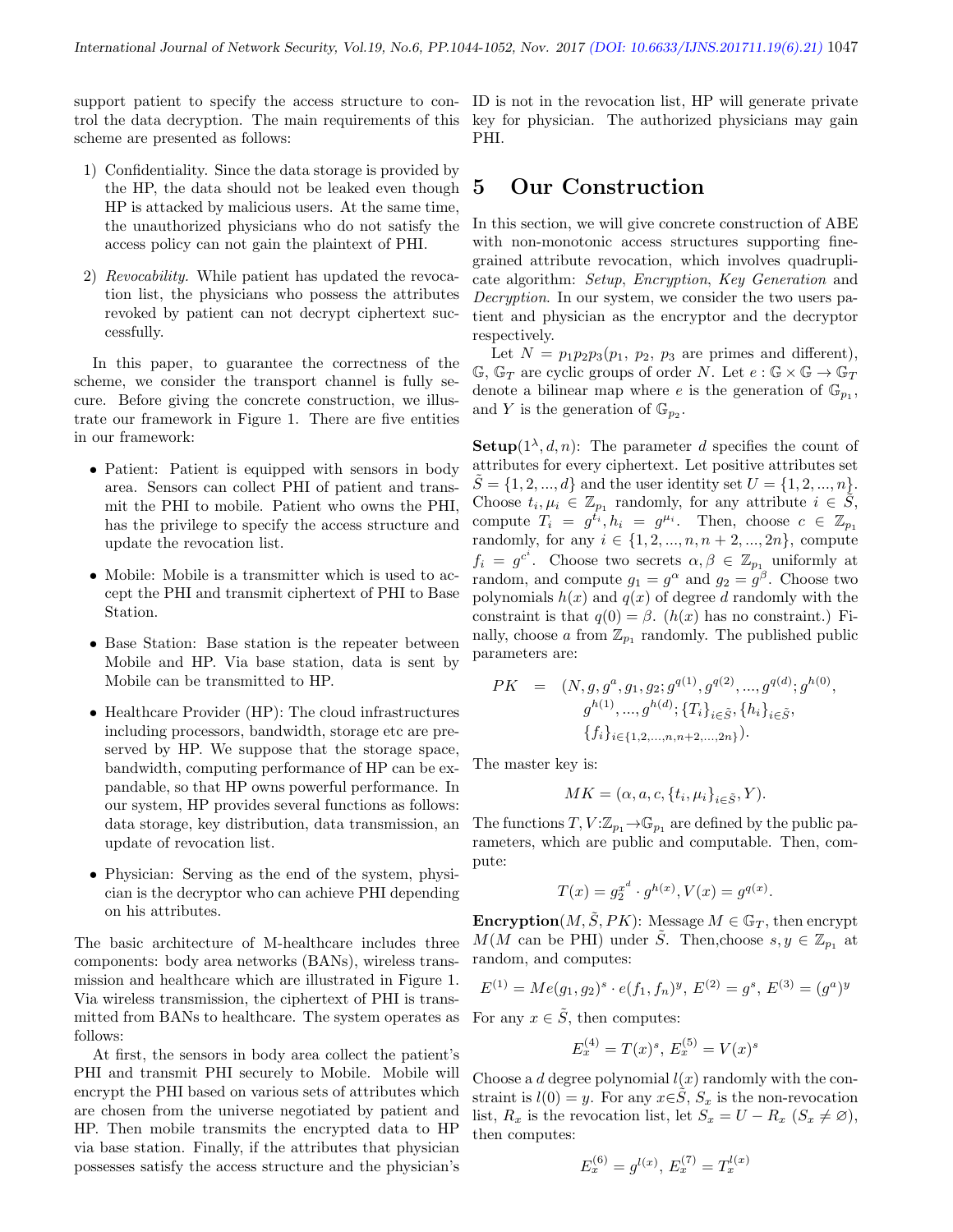support patient to specify the access structure to control the data decryption. The main requirements of this scheme are presented as follows:

1) Confidentiality. Since the data storage is provided by the HP, the data should not be leaked even though HP is attacked by malicious users. At the same time, the unauthorized physicians who do not satisfy the access policy can not gain the plaintext of PHI.

2) *Revocability.* While patient has updated the revocation list, the physicians who possess the attributes revoked by patient can not decrypt ciphertext successfully.

In this paper, to guarantee the correctness of the scheme, we consider the transport channel is fully secure. Before giving the concrete construction, we illustrate our framework in Figure 1. There are five entities in our framework:

- Patient: Patient is equipped with sensors in body area. Sensors can collect PHI of patient and transmit the PHI to mobile. Patient who owns the PHI, has the privilege to specify the access structure and update the revocation list.

- Mobile: Mobile is a transmitter which is used to accept the PHI and transmit ciphertext of PHI to Base Station.

- Base Station: Base station is the repeater between Mobile and HP. Via base station, data is sent by Mobile can be transmitted to HP.

- Healthcare Provider (HP): The cloud infrastructures including processors, bandwidth, storage etc are preserved by HP. We suppose that the storage space, bandwidth, computing performance of HP can be expandable, so that HP owns powerful performance. In our system, HP provides several functions as follows: data storage, key distribution, data transmission, an update of revocation list.

- Physician: Serving as the end of the system, physician is the decryptor who can achieve PHI depending on his attributes.

The basic architecture of M-healthcare includes three components: body area networks (BANs), wireless transmission and healthcare which are illustrated in Figure 1. Via wireless transmission, the ciphertext of PHI is transmitted from BANs to healthcare. The system operates as follows:

At first, the sensors in body area collect the patient's PHI and transmit PHI securely to Mobile. Mobile will encrypt the PHI based on various sets of attributes which are chosen from the universe negotiated by patient and HP. Then mobile transmits the encrypted data to HP via base station. Finally, if the attributes that physician possesses satisfy the access structure and the physician's ID is not in the revocation list, HP will generate private key for physician. The authorized physicians may gain PHI.

# 5 Our Construction

In this section, we will give concrete construction of ABE with non-monotonic access structures supporting fine-grained attribute revocation, which involves quadruplicate algorithm: *Setup*, *Encryption*, *Key Generation* and *Decryption*. In our system, we consider the two users patient and physician as the encryptor and the decryptor respectively.

Let $N = p_1 p_2 p_3$ ($p_1$, $p_2$, $p_3$ are primes and different), $\mathbb{G}$, $\mathbb{G}_T$ are cyclic groups of order $N$. Let $e : \mathbb{G} \times \mathbb{G} \to \mathbb{G}_T$ denote a bilinear map where $e$ is the generation of $\mathbb{G}_{p_1}$, and $Y$ is the generation of $\mathbb{G}_{p_2}$.

**Setup**$(1^\lambda, d, n)$: The parameter $d$ specifies the count of attributes for every ciphertext. Let positive attributes set $\tilde{S} = \{1, 2, ..., d\}$ and the user identity set $U = \{1, 2, ..., n\}$. Choose $t_i, \mu_i \in \mathbb{Z}_{p_1}$ randomly, for any attribute $i \in \tilde{S}$, compute $T_i = g^{t_i}, h_i = g^{\mu_i}$. Then, choose $c \in \mathbb{Z}_{p_1}$ randomly, for any $i \in \{1, 2, ..., n, n+2, ..., 2n\}$, compute $f_i = g^{c^i}$. Choose two secrets $\alpha, \beta \in \mathbb{Z}_{p_1}$ uniformly at random, and compute $g_1 = g^\alpha$ and $g_2 = g^\beta$. Choose two polynomials $h(x)$ and $q(x)$ of degree $d$ randomly with the constraint is that $q(0) = \beta$. ($h(x)$ has no constraint.) Finally, choose $a$ from $\mathbb{Z}_{p_1}$ randomly. The published public parameters are:

$$PK = (N, g, g^a, g_1, g_2; g^{q(1)}, g^{q(2)}, ..., g^{q(d)}; g^{h(0)}, g^{h(1)}, ..., g^{h(d)}; \{T_i\}_{i \in \tilde{S}}, \{h_i\}_{i \in \tilde{S}}, \{f_i\}_{i \in \{1,2,...,n,n+2,...,2n\}}).$$

The master key is:

$$MK = (\alpha, a, c, \{t_i, \mu_i\}_{i \in \tilde{S}}, Y).$$

The functions $T, V : \mathbb{Z}_{p_1} \to \mathbb{G}_{p_1}$ are defined by the public parameters, which are public and computable. Then, compute:

$$T(x) = g_2^{x^d} \cdot g^{h(x)}, V(x) = g^{q(x)}.$$

**Encryption**$(M, \tilde{S}, PK)$: Message $M \in \mathbb{G}_T$, then encrypt $M$($M$ can be PHI) under $\tilde{S}$. Then,choose $s, y \in \mathbb{Z}_{p_1}$ at random, and computes:

$$E^{(1)} = Me(g_1, g_2)^s \cdot e(f_1, f_n)^y, \; E^{(2)} = g^s, \; E^{(3)} = (g^a)^y$$

For any $x \in \tilde{S}$, then computes:

$$E_x^{(4)} = T(x)^s, \; E_x^{(5)} = V(x)^s$$

Choose a $d$ degree polynomial $l(x)$ randomly with the constraint is $l(0) = y$. For any $x \in \tilde{S}$, $S_x$ is the non-revocation list, $R_x$ is the revocation list, let $S_x = U - R_x$ ($S_x \neq \varnothing$), then computes:

$$E_x^{(6)} = g^{l(x)}, \; E_x^{(7)} = T_x^{l(x)}$$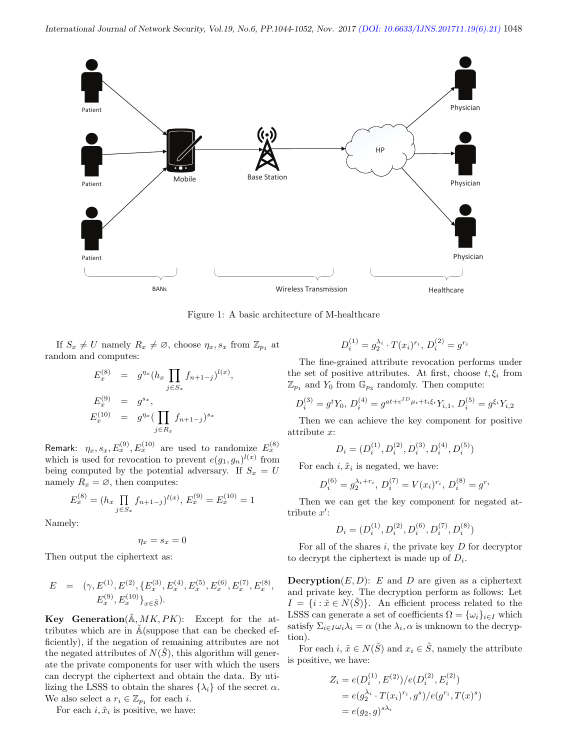Figure 1: A basic architecture of M-healthcare

If $S_x \neq U$ namely $R_x \neq \varnothing$, choose $\eta_x, s_x$ from $\mathbb{Z}_{p_1}$ at random and computes:

$$\begin{aligned} E_x^{(8)} &= g^{\eta_x}(h_x \prod_{j \in S_x} f_{n+1-j})^{l(x)}, \\ E_x^{(9)} &= g^{s_x}, \\ E_x^{(10)} &= g^{\eta_x}(\prod_{j \in R_x} f_{n+1-j})^{s_x} \end{aligned}$$

Remark: $\eta_x, s_x, E_x^{(9)}, E_x^{(10)}$ are used to randomize $E_x^{(8)}$ which is used for revocation to prevent $e(g_1, g_n)^{l(x)}$ from being computed by the potential adversary. If $S_x = U$ namely $R_x = \varnothing$, then computes:

$$E_x^{(8)} = (h_x \prod_{j \in S_x} f_{n+1-j})^{l(x)}, \; E_x^{(9)} = E_x^{(10)} = 1$$

Namely:

$$\eta_x = s_x = 0$$

Then output the ciphertext as:

$$\begin{aligned} E = \; & (\gamma, E^{(1)}, E^{(2)}, \{E_x^{(3)}, E_x^{(4)}, E_x^{(5)}, E_x^{(6)}, E_x^{(7)}, E_x^{(8)}, \\ & E_x^{(9)}, E_x^{(10)}\}_{x \in \tilde{S}}). \end{aligned}$$

**Key Generation**$(\tilde{\mathbb{A}}, MK, PK)$: Except for the attributes which are in $\tilde{\mathbb{A}}$(suppose that can be checked efficiently), if the negation of remaining attributes are not the negated attributes of $N(\tilde{S})$, this algorithm will generate the private components for user with which the users can decrypt the ciphertext and obtain the data. By utilizing the LSSS to obtain the shares $\{\lambda_i\}$ of the secret $\alpha$. We also select a $r_i \in \mathbb{Z}_{p_1}$ for each $i$.

For each $i, \tilde{x}_i$ is positive, we have:

$$D_i^{(1)} = g_2^{\lambda_i} \cdot T(x_i)^{r_i}, \; D_i^{(2)} = g^{r_i}$$

The fine-grained attribute revocation performs under the set of positive attributes. At first, choose $t, \xi_i$ from $\mathbb{Z}_{p_1}$ and $Y_0$ from $\mathbb{G}_{p_3}$ randomly. Then compute:

$$D_i^{(3)} = g^t Y_0, \; D_i^{(4)} = g^{at + c^{ID}\mu_i + t_i \xi_i} Y_{i,1}, \; D_i^{(5)} = g^{\xi_i} Y_{i,2}$$

Then we can achieve the key component for positive attribute $x$:

$$D_i = (D_i^{(1)}, D_i^{(2)}, D_i^{(3)}, D_i^{(4)}, D_i^{(5)})$$

For each $i, \tilde{x}_i$ is negated, we have:

$$D_i^{(6)} = g_2^{\lambda_i + r_i}, \; D_i^{(7)} = V(x_i)^{r_i}, \; D_i^{(8)} = g^{r_i}$$

Then we can get the key component for negated attribute $x'$:

$$D_i = (D_i^{(1)}, D_i^{(2)}, D_i^{(6)}, D_i^{(7)}, D_i^{(8)})$$

For all of the shares $i$, the private key $D$ for decryptor to decrypt the ciphertext is made up of $D_i$.

**Decryption**$(E, D)$: $E$ and $D$ are given as a ciphertext and private key. The decryption perform as follows: Let $I = \{i : \tilde{x} \in N(\tilde{S})\}$. An efficient process related to the LSSS can generate a set of coefficients $\Omega = \{\omega_i\}_{i \in I}$ which satisfy $\Sigma_{i \in I} \omega_i \lambda_i = \alpha$ (the $\lambda_i, \alpha$ is unknown to the decryption).

For each $i$, $\tilde{x} \in N(\tilde{S})$ and $x_i \in \tilde{S}$, namely the attribute is positive, we have:

$$\begin{aligned} Z_i &= e(D_i^{(1)}, E^{(2)}) / e(D_i^{(2)}, E_i^{(2)}) \\ &= e(g_2^{\lambda_i} \cdot T(x_i)^{r_i}, g^s) / e(g^{r_i}, T(x)^s) \\ &= e(g_2, g)^{s\lambda_i} \end{aligned}$$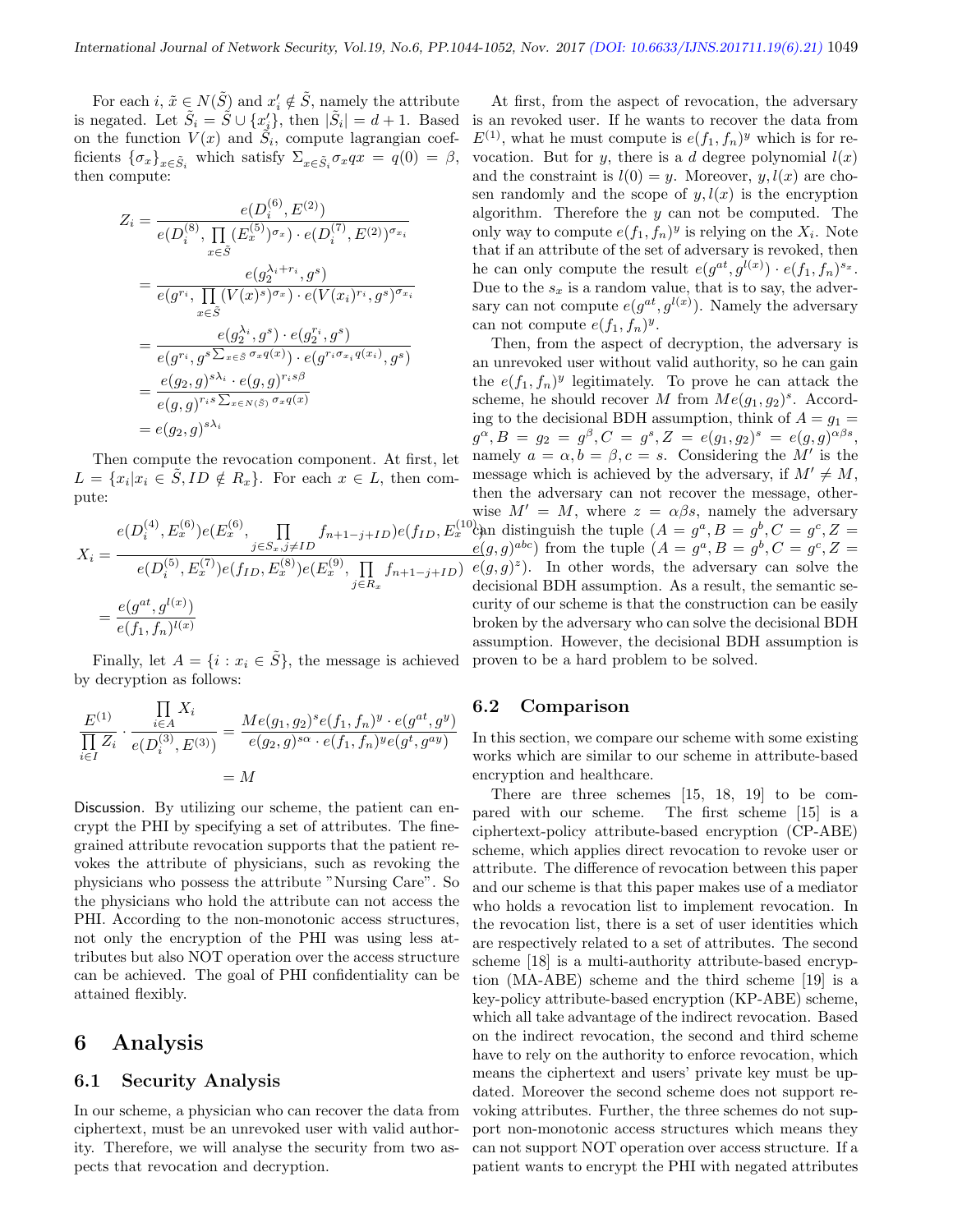For each $i$, $\tilde{x} \in N(\tilde{S})$ and $x'_i \notin \tilde{S}$, namely the attribute is negated. Let $\tilde{S}_i = \tilde{S} \cup \{x'_i\}$, then $|\tilde{S}_i| = d+1$. Based on the function $V(x)$ and $\tilde{S}_i$, compute lagrangian coefficients $\{\sigma_x\}_{x \in \tilde{S}_i}$ which satisfy $\Sigma_{x \in \tilde{S}_i} \sigma_x qx = q(0) = \beta$, then compute:

$$
\begin{aligned}
Z_i &= \frac{e(D_i^{(6)}, E^{(2)})}{e(D_i^{(8)}, \prod_{x \in \tilde{S}} (E_x^{(5)})^{\sigma_x}) \cdot e(D_i^{(7)}, E^{(2)})^{\sigma_{x_i}}} \\
&= \frac{e(g_2^{\lambda_i + r_i}, g^s)}{e(g^{r_i}, \prod_{x \in \tilde{S}} (V(x)^s)^{\sigma_x}) \cdot e(V(x_i)^{r_i}, g^s)^{\sigma_{x_i}}} \\
&= \frac{e(g_2^{\lambda_i}, g^s) \cdot e(g_2^{r_i}, g^s)}{e(g^{r_i}, g^{s \sum_{x \in \tilde{S}} \sigma_x q(x)}) \cdot e(g^{r_i \sigma_{x_i} q(x_i)}, g^s)} \\
&= \frac{e(g_2, g)^{s\lambda_i} \cdot e(g,g)^{r_i s \beta}}{e(g,g)^{r_i s \sum_{x \in N(\tilde{S})} \sigma_x q(x)}} \\
&= e(g_2, g)^{s\lambda_i}
\end{aligned}
$$

Then compute the revocation component. At first, let $L = \{x_i | x_i \in \tilde{S}, ID \notin R_x\}$. For each $x \in L$, then compute:

$$
\begin{aligned}
X_i &= \frac{e(D_i^{(4)}, E_x^{(6)}) e(E_x^{(6)}, \prod_{j \in S_x, j \neq ID} f_{n+1-j+ID}) e(f_{ID}, E_x^{(10)})}{e(D_i^{(5)}, E_x^{(7)}) e(f_{ID}, E_x^{(8)}) e(E_x^{(9)}, \prod_{j \in R_x} f_{n+1-j+ID})} \\
&= \frac{e(g^{at}, g^{l(x)})}{e(f_1, f_n)^{l(x)}}
\end{aligned}
$$

Finally, let $A = \{i : x_i \in \tilde{S}\}$, the message is achieved by decryption as follows:

$$
\begin{aligned}
\frac{E^{(1)}}{\prod_{i \in I} Z_i} \cdot \frac{\prod_{i \in A} X_i}{e(D_i^{(3)}, E^{(3)})} &= \frac{Me(g_1, g_2)^s e(f_1, f_n)^y \cdot e(g^{at}, g^y)}{e(g_2, g)^{s\alpha} \cdot e(f_1, f_n)^y e(g^t, g^{ay})} \\
&= M
\end{aligned}
$$

Discussion. By utilizing our scheme, the patient can encrypt the PHI by specifying a set of attributes. The fine-grained attribute revocation supports that the patient revokes the attribute of physicians, such as revoking the physicians who possess the attribute "Nursing Care". So the physicians who hold the attribute can not access the PHI. According to the non-monotonic access structures, not only the encryption of the PHI was using less attributes but also NOT operation over the access structure can be achieved. The goal of PHI confidentiality can be attained flexibly.

# 6 Analysis

## 6.1 Security Analysis

In our scheme, a physician who can recover the data from ciphertext, must be an unrevoked user with valid authority. Therefore, we will analyse the security from two aspects that revocation and decryption.

At first, from the aspect of revocation, the adversary is an revoked user. If he wants to recover the data from $E^{(1)}$, what he must compute is $e(f_1, f_n)^y$ which is for revocation. But for $y$, there is a $d$ degree polynomial $l(x)$ and the constraint is $l(0) = y$. Moreover, $y, l(x)$ are chosen randomly and the scope of $y, l(x)$ is the encryption algorithm. Therefore the $y$ can not be computed. The only way to compute $e(f_1, f_n)^y$ is relying on the $X_i$. Note that if an attribute of the set of adversary is revoked, then he can only compute the result $e(g^{at}, g^{l(x)}) \cdot e(f_1, f_n)^{s_x}$. Due to the $s_x$ is a random value, that is to say, the adversary can not compute $e(g^{at}, g^{l(x)})$. Namely the adversary can not compute $e(f_1, f_n)^y$.

Then, from the aspect of decryption, the adversary is an unrevoked user without valid authority, so he can gain the $e(f_1, f_n)^y$ legitimately. To prove he can attack the scheme, he should recover $M$ from $Me(g_1, g_2)^s$. According to the decisional BDH assumption, think of $A = g_1 = g^\alpha, B = g_2 = g^\beta, C = g^s, Z = e(g_1, g_2)^s = e(g,g)^{\alpha\beta s}$, namely $a = \alpha, b = \beta, c = s$. Considering the $M'$ is the message which is achieved by the adversary, if $M' \neq M$, then the adversary can not recover the message, otherwise $M' = M$, where $z = \alpha\beta s$, namely the adversary can distinguish the tuple $(A = g^a, B = g^b, C = g^c, Z = e(g,g)^{abc})$ from the tuple $(A = g^a, B = g^b, C = g^c, Z = e(g,g)^z)$. In other words, the adversary can solve the decisional BDH assumption. As a result, the semantic security of our scheme is that the construction can be easily broken by the adversary who can solve the decisional BDH assumption. However, the decisional BDH assumption is proven to be a hard problem to be solved.

## 6.2 Comparison

In this section, we compare our scheme with some existing works which are similar to our scheme in attribute-based encryption and healthcare.

There are three schemes [15, 18, 19] to be compared with our scheme. The first scheme [15] is a ciphertext-policy attribute-based encryption (CP-ABE) scheme, which applies direct revocation to revoke user or attribute. The difference of revocation between this paper and our scheme is that this paper makes use of a mediator who holds a revocation list to implement revocation. In the revocation list, there is a set of user identities which are respectively related to a set of attributes. The second scheme [18] is a multi-authority attribute-based encryption (MA-ABE) scheme and the third scheme [19] is a key-policy attribute-based encryption (KP-ABE) scheme, which all take advantage of the indirect revocation. Based on the indirect revocation, the second and third scheme have to rely on the authority to enforce revocation, which means the ciphertext and users' private key must be updated. Moreover the second scheme does not support revoking attributes. Further, the three schemes do not support non-monotonic access structures which means they can not support NOT operation over access structure. If a patient wants to encrypt the PHI with negated attributes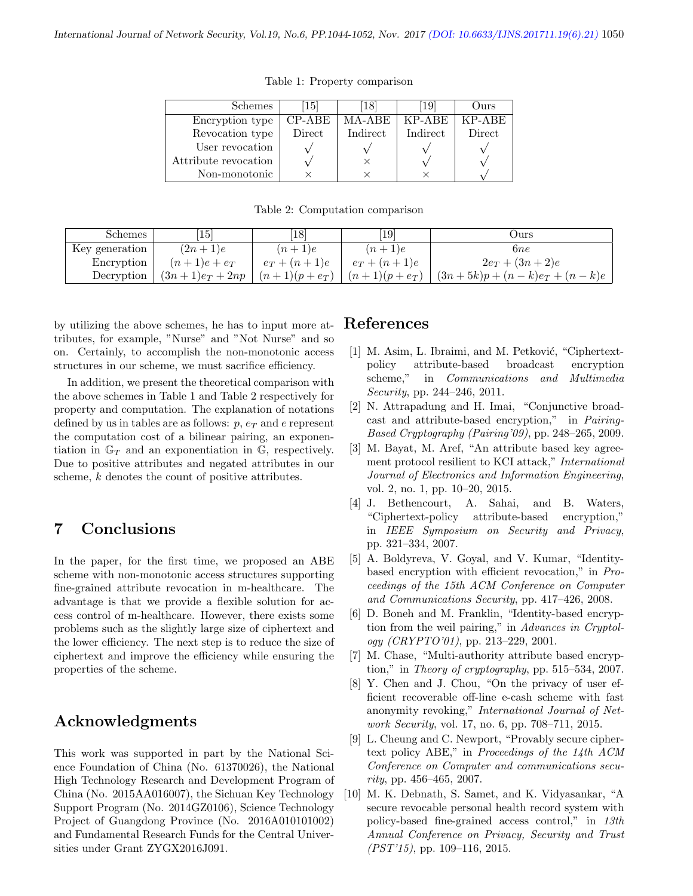Table 1: Property comparison

| Schemes | [15] | [18] | [19] | Ours |
|---|---|---|---|---|
| Encryption type | CP-ABE | MA-ABE | KP-ABE | KP-ABE |
| Revocation type | Direct | Indirect | Indirect | Direct |
| User revocation | √ | √ | √ | √ |
| Attribute revocation | √ | × | √ | √ |
| Non-monotonic | × | × | × | √ |

Table 2: Computation comparison

| Schemes | [15] | [18] | [19] | Ours |
|---|---|---|---|---|
| Key generation | $(2n+1)e$ | $(n+1)e$ | $(n+1)e$ | $6ne$ |
| Encryption | $(n+1)e + e_T$ | $e_T + (n+1)e$ | $e_T + (n+1)e$ | $2e_T + (3n+2)e$ |
| Decryption | $(3n+1)e_T + 2np$ | $(n+1)(p+e_T)$ | $(n+1)(p+e_T)$ | $(3n+5k)p + (n-k)e_T + (n-k)e$ |

by utilizing the above schemes, he has to input more attributes, for example, "Nurse" and "Not Nurse" and so on. Certainly, to accomplish the non-monotonic access structures in our scheme, we must sacrifice efficiency.

In addition, we present the theoretical comparison with the above schemes in Table 1 and Table 2 respectively for property and computation. The explanation of notations defined by us in tables are as follows: $p$, $e_T$ and $e$ represent the computation cost of a bilinear pairing, an exponentiation in $\mathbb{G}_T$ and an exponentiation in $\mathbb{G}$, respectively. Due to positive attributes and negated attributes in our scheme, $k$ denotes the count of positive attributes.

## 7 Conclusions

In the paper, for the first time, we proposed an ABE scheme with non-monotonic access structures supporting fine-grained attribute revocation in m-healthcare. The advantage is that we provide a flexible solution for access control of m-healthcare. However, there exists some problems such as the slightly large size of ciphertext and the lower efficiency. The next step is to reduce the size of ciphertext and improve the efficiency while ensuring the properties of the scheme.

## Acknowledgments

This work was supported in part by the National Science Foundation of China (No. 61370026), the National High Technology Research and Development Program of China (No. 2015AA016007), the Sichuan Key Technology Support Program (No. 2014GZ0106), Science Technology Project of Guangdong Province (No. 2016A010101002) and Fundamental Research Funds for the Central Universities under Grant ZYGX2016J091.

## References

[1] M. Asim, L. Ibraimi, and M. Petković, "Ciphertext-policy attribute-based broadcast encryption scheme," in *Communications and Multimedia Security*, pp. 244–246, 2011.

[2] N. Attrapadung and H. Imai, "Conjunctive broadcast and attribute-based encryption," in *Pairing-Based Cryptography (Pairing'09)*, pp. 248–265, 2009.

[3] M. Bayat, M. Aref, "An attribute based key agreement protocol resilient to KCI attack," *International Journal of Electronics and Information Engineering*, vol. 2, no. 1, pp. 10–20, 2015.

[4] J. Bethencourt, A. Sahai, and B. Waters, "Ciphertext-policy attribute-based encryption," in *IEEE Symposium on Security and Privacy*, pp. 321–334, 2007.

[5] A. Boldyreva, V. Goyal, and V. Kumar, "Identity-based encryption with efficient revocation," in *Proceedings of the 15th ACM Conference on Computer and Communications Security*, pp. 417–426, 2008.

[6] D. Boneh and M. Franklin, "Identity-based encryption from the weil pairing," in *Advances in Cryptology (CRYPTO'01)*, pp. 213–229, 2001.

[7] M. Chase, "Multi-authority attribute based encryption," in *Theory of cryptography*, pp. 515–534, 2007.

[8] Y. Chen and J. Chou, "On the privacy of user efficient recoverable off-line e-cash scheme with fast anonymity revoking," *International Journal of Network Security*, vol. 17, no. 6, pp. 708–711, 2015.

[9] L. Cheung and C. Newport, "Provably secure ciphertext policy ABE," in *Proceedings of the 14th ACM Conference on Computer and communications security*, pp. 456–465, 2007.

[10] M. K. Debnath, S. Samet, and K. Vidyasankar, "A secure revocable personal health record system with policy-based fine-grained access control," in *13th Annual Conference on Privacy, Security and Trust (PST'15)*, pp. 109–116, 2015.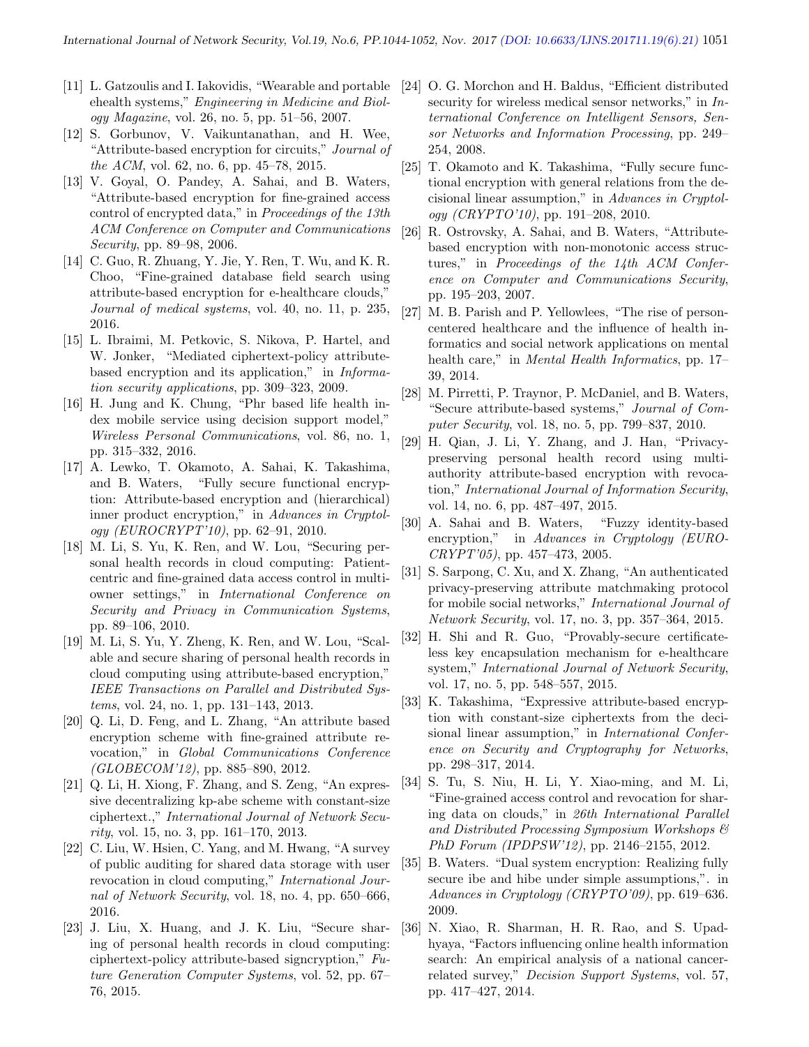[11] L. Gatzoulis and I. Iakovidis, "Wearable and portable ehealth systems," *Engineering in Medicine and Biology Magazine*, vol. 26, no. 5, pp. 51–56, 2007.

[12] S. Gorbunov, V. Vaikuntanathan, and H. Wee, "Attribute-based encryption for circuits," *Journal of the ACM*, vol. 62, no. 6, pp. 45–78, 2015.

[13] V. Goyal, O. Pandey, A. Sahai, and B. Waters, "Attribute-based encryption for fine-grained access control of encrypted data," in *Proceedings of the 13th ACM Conference on Computer and Communications Security*, pp. 89–98, 2006.

[14] C. Guo, R. Zhuang, Y. Jie, Y. Ren, T. Wu, and K. R. Choo, "Fine-grained database field search using attribute-based encryption for e-healthcare clouds," *Journal of medical systems*, vol. 40, no. 11, p. 235, 2016.

[15] L. Ibraimi, M. Petkovic, S. Nikova, P. Hartel, and W. Jonker, "Mediated ciphertext-policy attribute-based encryption and its application," in *Information security applications*, pp. 309–323, 2009.

[16] H. Jung and K. Chung, "Phr based life health index mobile service using decision support model," *Wireless Personal Communications*, vol. 86, no. 1, pp. 315–332, 2016.

[17] A. Lewko, T. Okamoto, A. Sahai, K. Takashima, and B. Waters, "Fully secure functional encryption: Attribute-based encryption and (hierarchical) inner product encryption," in *Advances in Cryptology (EUROCRYPT'10)*, pp. 62–91, 2010.

[18] M. Li, S. Yu, K. Ren, and W. Lou, "Securing personal health records in cloud computing: Patient-centric and fine-grained data access control in multi-owner settings," in *International Conference on Security and Privacy in Communication Systems*, pp. 89–106, 2010.

[19] M. Li, S. Yu, Y. Zheng, K. Ren, and W. Lou, "Scalable and secure sharing of personal health records in cloud computing using attribute-based encryption," *IEEE Transactions on Parallel and Distributed Systems*, vol. 24, no. 1, pp. 131–143, 2013.

[20] Q. Li, D. Feng, and L. Zhang, "An attribute based encryption scheme with fine-grained attribute revocation," in *Global Communications Conference (GLOBECOM'12)*, pp. 885–890, 2012.

[21] Q. Li, H. Xiong, F. Zhang, and S. Zeng, "An expressive decentralizing kp-abe scheme with constant-size ciphertext.," *International Journal of Network Security*, vol. 15, no. 3, pp. 161–170, 2013.

[22] C. Liu, W. Hsien, C. Yang, and M. Hwang, "A survey of public auditing for shared data storage with user revocation in cloud computing," *International Journal of Network Security*, vol. 18, no. 4, pp. 650–666, 2016.

[23] J. Liu, X. Huang, and J. K. Liu, "Secure sharing of personal health records in cloud computing: ciphertext-policy attribute-based signcryption," *Future Generation Computer Systems*, vol. 52, pp. 67–76, 2015.

[24] O. G. Morchon and H. Baldus, "Efficient distributed security for wireless medical sensor networks," in *International Conference on Intelligent Sensors, Sensor Networks and Information Processing*, pp. 249–254, 2008.

[25] T. Okamoto and K. Takashima, "Fully secure functional encryption with general relations from the decisional linear assumption," in *Advances in Cryptology (CRYPTO'10)*, pp. 191–208, 2010.

[26] R. Ostrovsky, A. Sahai, and B. Waters, "Attribute-based encryption with non-monotonic access structures," in *Proceedings of the 14th ACM Conference on Computer and Communications Security*, pp. 195–203, 2007.

[27] M. B. Parish and P. Yellowlees, "The rise of person-centered healthcare and the influence of health informatics and social network applications on mental health care," in *Mental Health Informatics*, pp. 17–39, 2014.

[28] M. Pirretti, P. Traynor, P. McDaniel, and B. Waters, "Secure attribute-based systems," *Journal of Computer Security*, vol. 18, no. 5, pp. 799–837, 2010.

[29] H. Qian, J. Li, Y. Zhang, and J. Han, "Privacy-preserving personal health record using multi-authority attribute-based encryption with revocation," *International Journal of Information Security*, vol. 14, no. 6, pp. 487–497, 2015.

[30] A. Sahai and B. Waters, "Fuzzy identity-based encryption," in *Advances in Cryptology (EUROCRYPT'05)*, pp. 457–473, 2005.

[31] S. Sarpong, C. Xu, and X. Zhang, "An authenticated privacy-preserving attribute matchmaking protocol for mobile social networks," *International Journal of Network Security*, vol. 17, no. 3, pp. 357–364, 2015.

[32] H. Shi and R. Guo, "Provably-secure certificateless key encapsulation mechanism for e-healthcare system," *International Journal of Network Security*, vol. 17, no. 5, pp. 548–557, 2015.

[33] K. Takashima, "Expressive attribute-based encryption with constant-size ciphertexts from the decisional linear assumption," in *International Conference on Security and Cryptography for Networks*, pp. 298–317, 2014.

[34] S. Tu, S. Niu, H. Li, Y. Xiao-ming, and M. Li, "Fine-grained access control and revocation for sharing data on clouds," in *26th International Parallel and Distributed Processing Symposium Workshops & PhD Forum (IPDPSW'12)*, pp. 2146–2155, 2012.

[35] B. Waters. "Dual system encryption: Realizing fully secure ibe and hibe under simple assumptions,". in *Advances in Cryptology (CRYPTO'09)*, pp. 619–636. 2009.

[36] N. Xiao, R. Sharman, H. R. Rao, and S. Upadhyaya, "Factors influencing online health information search: An empirical analysis of a national cancer-related survey," *Decision Support Systems*, vol. 57, pp. 417–427, 2014.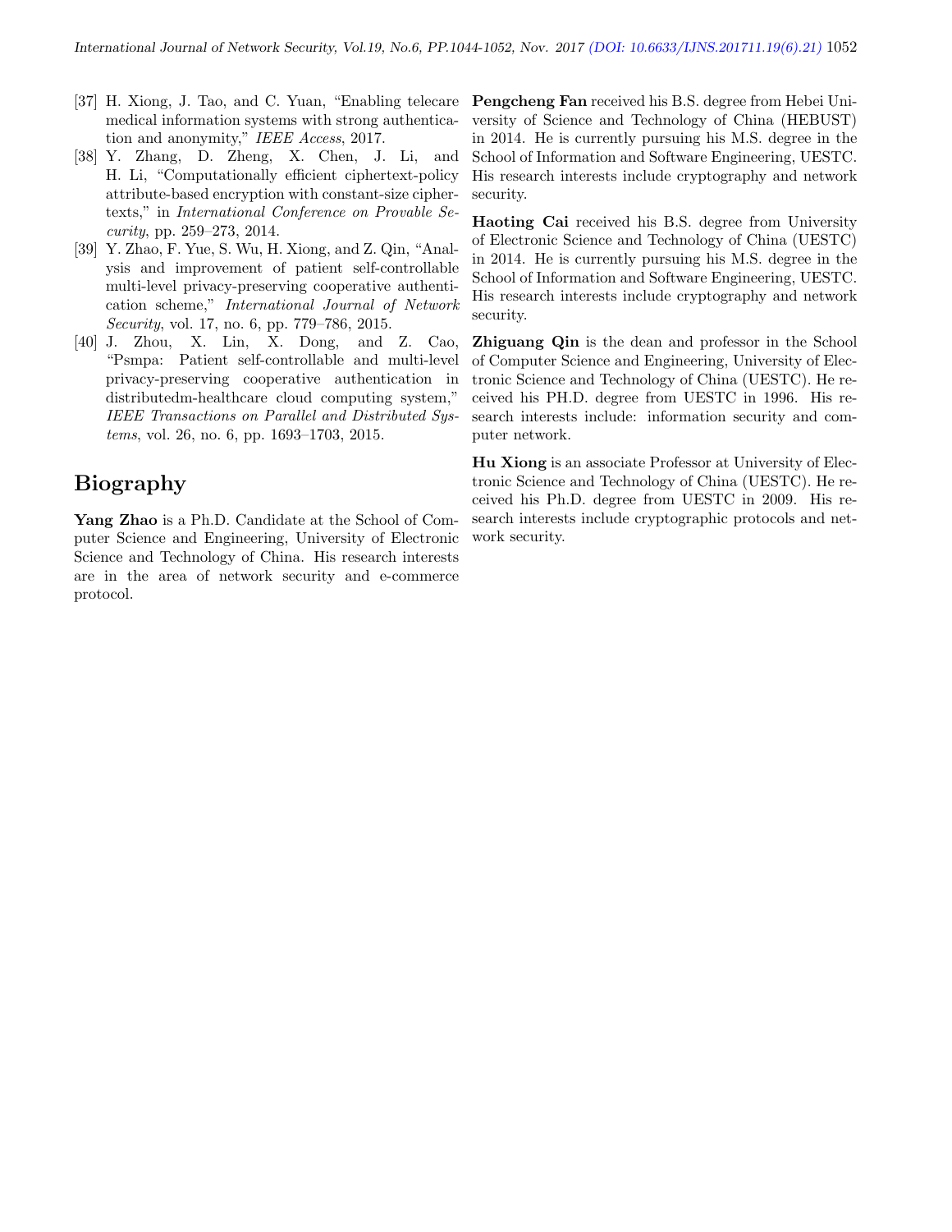[37] H. Xiong, J. Tao, and C. Yuan, "Enabling telecare medical information systems with strong authentication and anonymity," *IEEE Access*, 2017.

[38] Y. Zhang, D. Zheng, X. Chen, J. Li, and H. Li, "Computationally efficient ciphertext-policy attribute-based encryption with constant-size ciphertexts," in *International Conference on Provable Security*, pp. 259–273, 2014.

[39] Y. Zhao, F. Yue, S. Wu, H. Xiong, and Z. Qin, "Analysis and improvement of patient self-controllable multi-level privacy-preserving cooperative authentication scheme," *International Journal of Network Security*, vol. 17, no. 6, pp. 779–786, 2015.

[40] J. Zhou, X. Lin, X. Dong, and Z. Cao, "Psmpa: Patient self-controllable and multi-level privacy-preserving cooperative authentication in distributedm-healthcare cloud computing system," *IEEE Transactions on Parallel and Distributed Systems*, vol. 26, no. 6, pp. 1693–1703, 2015.

# Biography

**Yang Zhao** is a Ph.D. Candidate at the School of Computer Science and Engineering, University of Electronic Science and Technology of China. His research interests are in the area of network security and e-commerce protocol.

**Pengcheng Fan** received his B.S. degree from Hebei University of Science and Technology of China (HEBUST) in 2014. He is currently pursuing his M.S. degree in the School of Information and Software Engineering, UESTC. His research interests include cryptography and network security.

**Haoting Cai** received his B.S. degree from University of Electronic Science and Technology of China (UESTC) in 2014. He is currently pursuing his M.S. degree in the School of Information and Software Engineering, UESTC. His research interests include cryptography and network security.

**Zhiguang Qin** is the dean and professor in the School of Computer Science and Engineering, University of Electronic Science and Technology of China (UESTC). He received his PH.D. degree from UESTC in 1996. His research interests include: information security and computer network.

**Hu Xiong** is an associate Professor at University of Electronic Science and Technology of China (UESTC). He received his Ph.D. degree from UESTC in 2009. His research interests include cryptographic protocols and network security.